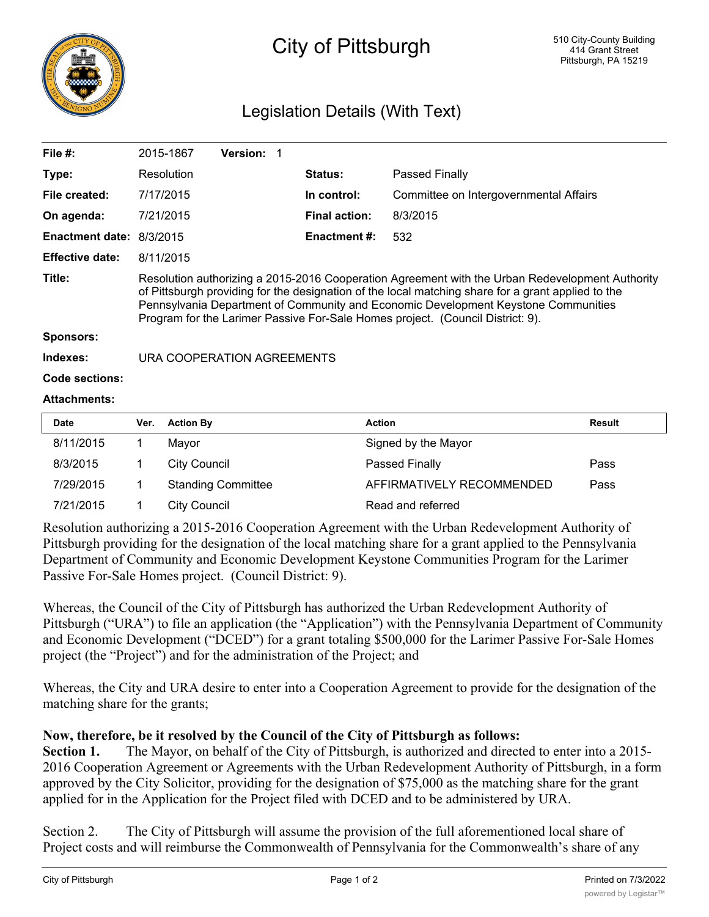# City of Pittsburgh

510 City-County Building
414 Grant Street
Pittsburgh, PA 15219

## Legislation Details (With Text)

| | | | |
|---|---|---|---|
| **File #:** | 2015-1867 **Version:** 1 | | |
| **Type:** | Resolution | **Status:** | Passed Finally |
| **File created:** | 7/17/2015 | **In control:** | Committee on Intergovernmental Affairs |
| **On agenda:** | 7/21/2015 | **Final action:** | 8/3/2015 |
| **Enactment date:** | 8/3/2015 | **Enactment #:** | 532 |
| **Effective date:** | 8/11/2015 | | |

**Title:** Resolution authorizing a 2015-2016 Cooperation Agreement with the Urban Redevelopment Authority of Pittsburgh providing for the designation of the local matching share for a grant applied to the Pennsylvania Department of Community and Economic Development Keystone Communities Program for the Larimer Passive For-Sale Homes project. (Council District: 9).

**Sponsors:**

**Indexes:** URA COOPERATION AGREEMENTS

**Code sections:**

**Attachments:**

| Date | Ver. | Action By | Action | Result |
|---|---|---|---|---|
| 8/11/2015 | 1 | Mayor | Signed by the Mayor | |
| 8/3/2015 | 1 | City Council | Passed Finally | Pass |
| 7/29/2015 | 1 | Standing Committee | AFFIRMATIVELY RECOMMENDED | Pass |
| 7/21/2015 | 1 | City Council | Read and referred | |

Resolution authorizing a 2015-2016 Cooperation Agreement with the Urban Redevelopment Authority of Pittsburgh providing for the designation of the local matching share for a grant applied to the Pennsylvania Department of Community and Economic Development Keystone Communities Program for the Larimer Passive For-Sale Homes project. (Council District: 9).

Whereas, the Council of the City of Pittsburgh has authorized the Urban Redevelopment Authority of Pittsburgh ("URA") to file an application (the "Application") with the Pennsylvania Department of Community and Economic Development ("DCED") for a grant totaling $500,000 for the Larimer Passive For-Sale Homes project (the "Project") and for the administration of the Project; and

Whereas, the City and URA desire to enter into a Cooperation Agreement to provide for the designation of the matching share for the grants;

**Now, therefore, be it resolved by the Council of the City of Pittsburgh as follows:**

**Section 1.** The Mayor, on behalf of the City of Pittsburgh, is authorized and directed to enter into a 2015-2016 Cooperation Agreement or Agreements with the Urban Redevelopment Authority of Pittsburgh, in a form approved by the City Solicitor, providing for the designation of $75,000 as the matching share for the grant applied for in the Application for the Project filed with DCED and to be administered by URA.

Section 2. The City of Pittsburgh will assume the provision of the full aforementioned local share of Project costs and will reimburse the Commonwealth of Pennsylvania for the Commonwealth's share of any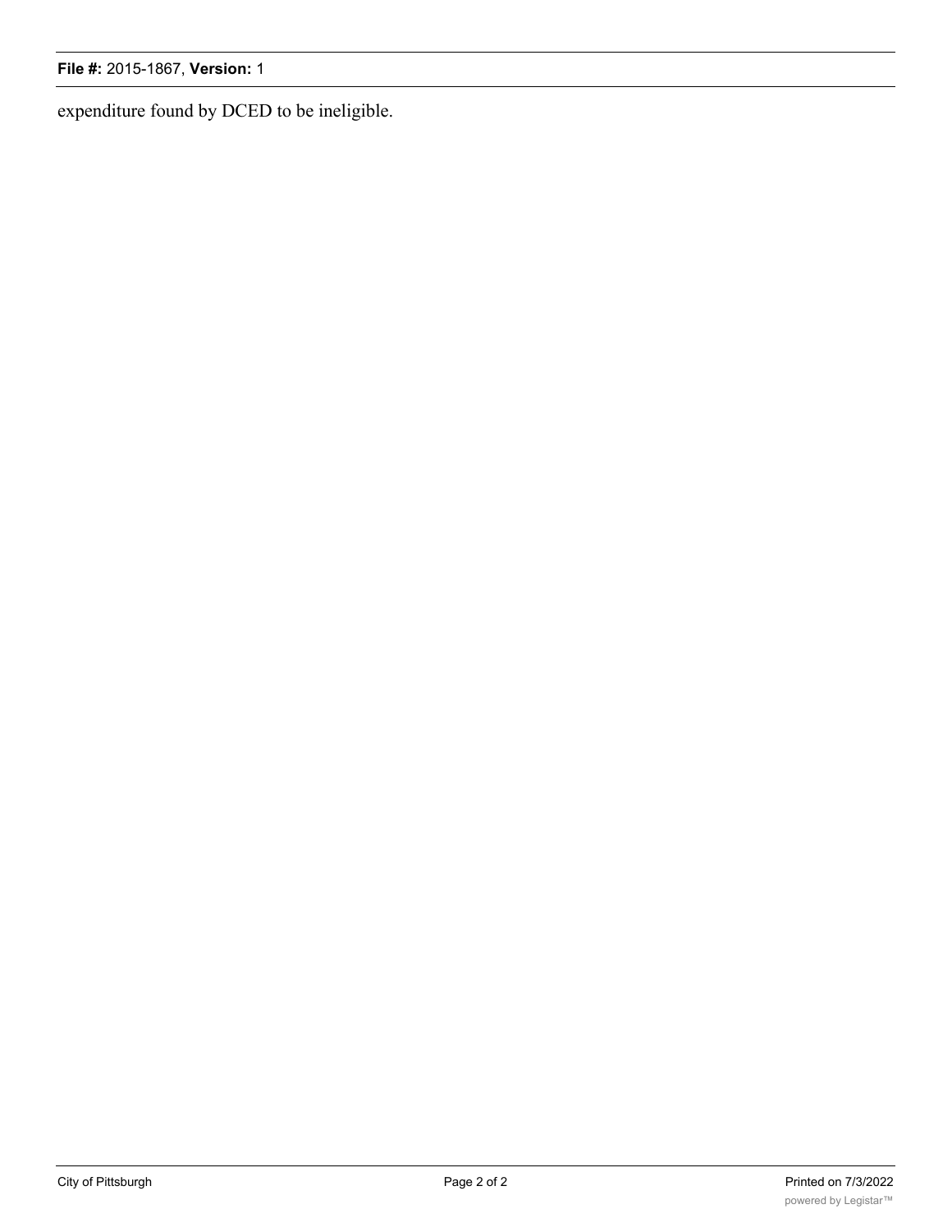expenditure found by DCED to be ineligible.